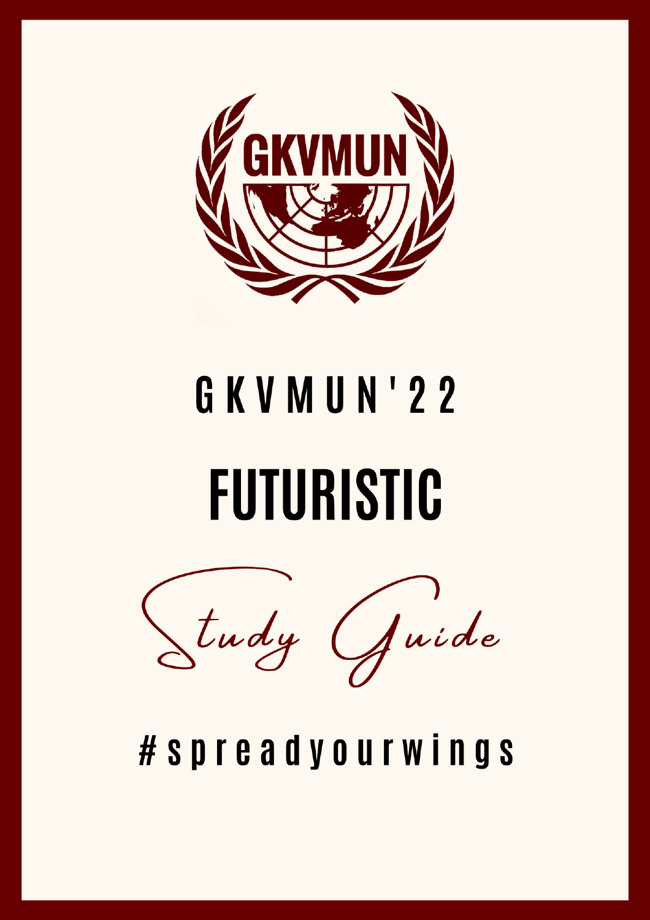GKVMUN

# GKVMUN'22

# FUTURISTIC

## Study Guide

#spreadyourwings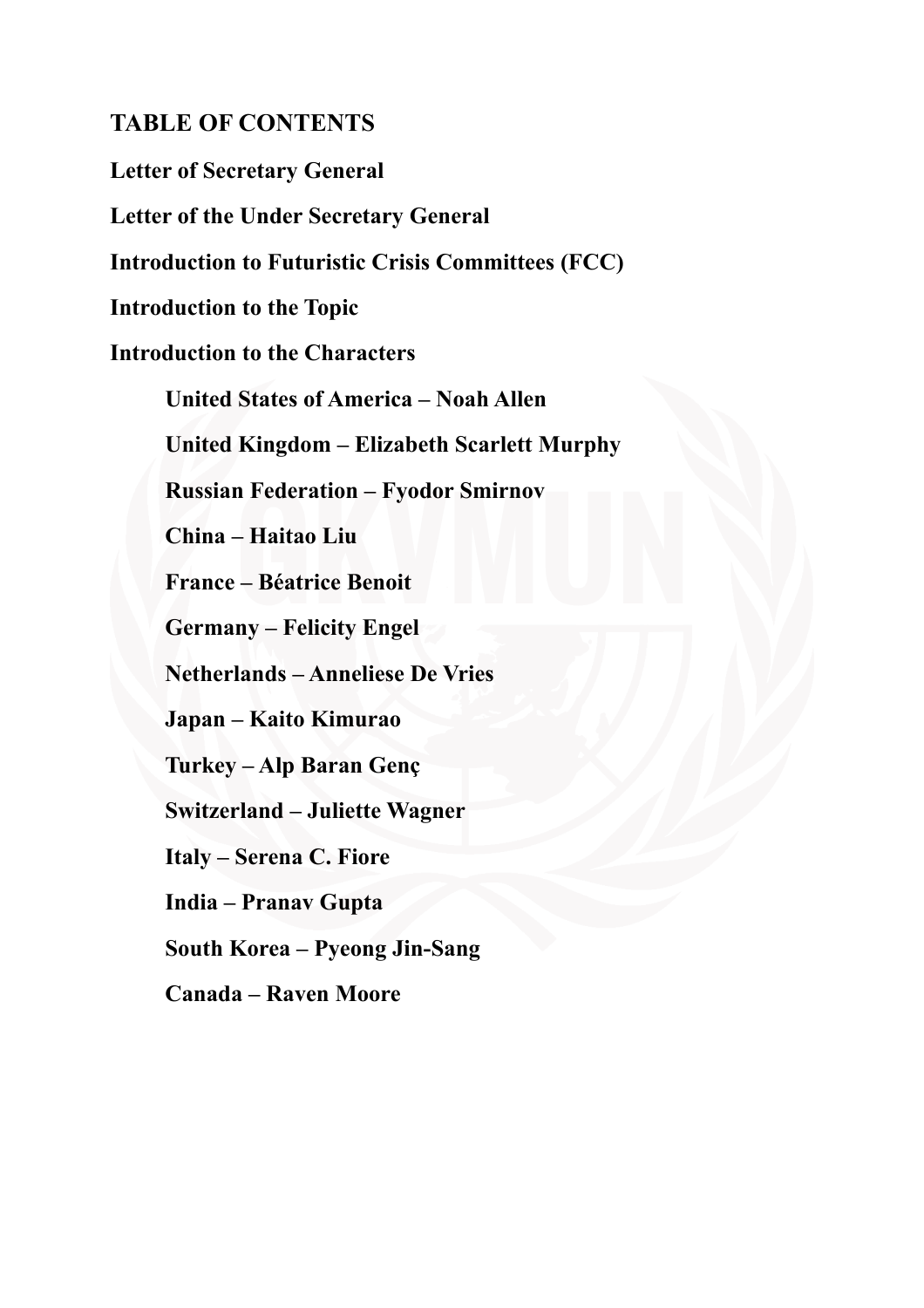# TABLE OF CONTENTS

**Letter of Secretary General**

**Letter of the Under Secretary General**

**Introduction to Futuristic Crisis Committees (FCC)**

**Introduction to the Topic**

**Introduction to the Characters**

- **United States of America – Noah Allen**
- **United Kingdom – Elizabeth Scarlett Murphy**
- **Russian Federation – Fyodor Smirnov**
- **China – Haitao Liu**
- **France – Béatrice Benoit**
- **Germany – Felicity Engel**
- **Netherlands – Anneliese De Vries**
- **Japan – Kaito Kimurao**
- **Turkey – Alp Baran Genç**
- **Switzerland – Juliette Wagner**
- **Italy – Serena C. Fiore**
- **India – Pranav Gupta**
- **South Korea – Pyeong Jin-Sang**
- **Canada – Raven Moore**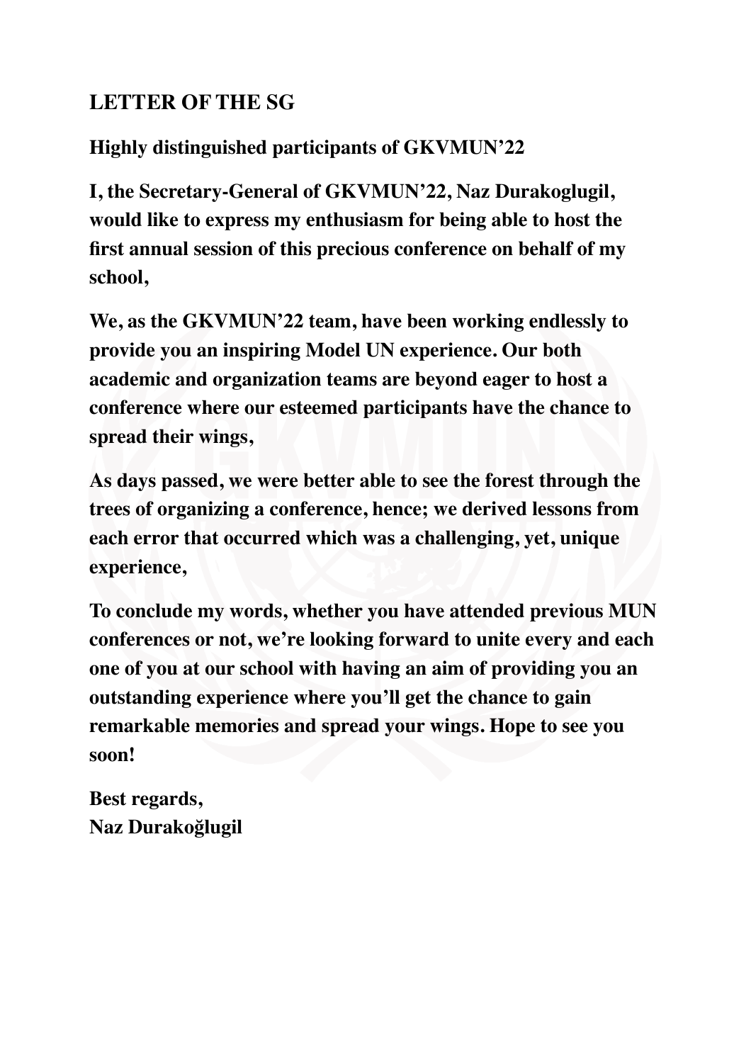## LETTER OF THE SG

**Highly distinguished participants of GKVMUN'22**

**I, the Secretary-General of GKVMUN'22, Naz Durakoglugil, would like to express my enthusiasm for being able to host the first annual session of this precious conference on behalf of my school,**

**We, as the GKVMUN'22 team, have been working endlessly to provide you an inspiring Model UN experience. Our both academic and organization teams are beyond eager to host a conference where our esteemed participants have the chance to spread their wings,**

**As days passed, we were better able to see the forest through the trees of organizing a conference, hence; we derived lessons from each error that occurred which was a challenging, yet, unique experience,**

**To conclude my words, whether you have attended previous MUN conferences or not, we're looking forward to unite every and each one of you at our school with having an aim of providing you an outstanding experience where you'll get the chance to gain remarkable memories and spread your wings. Hope to see you soon!**

**Best regards,**
**Naz Durakoğlugil**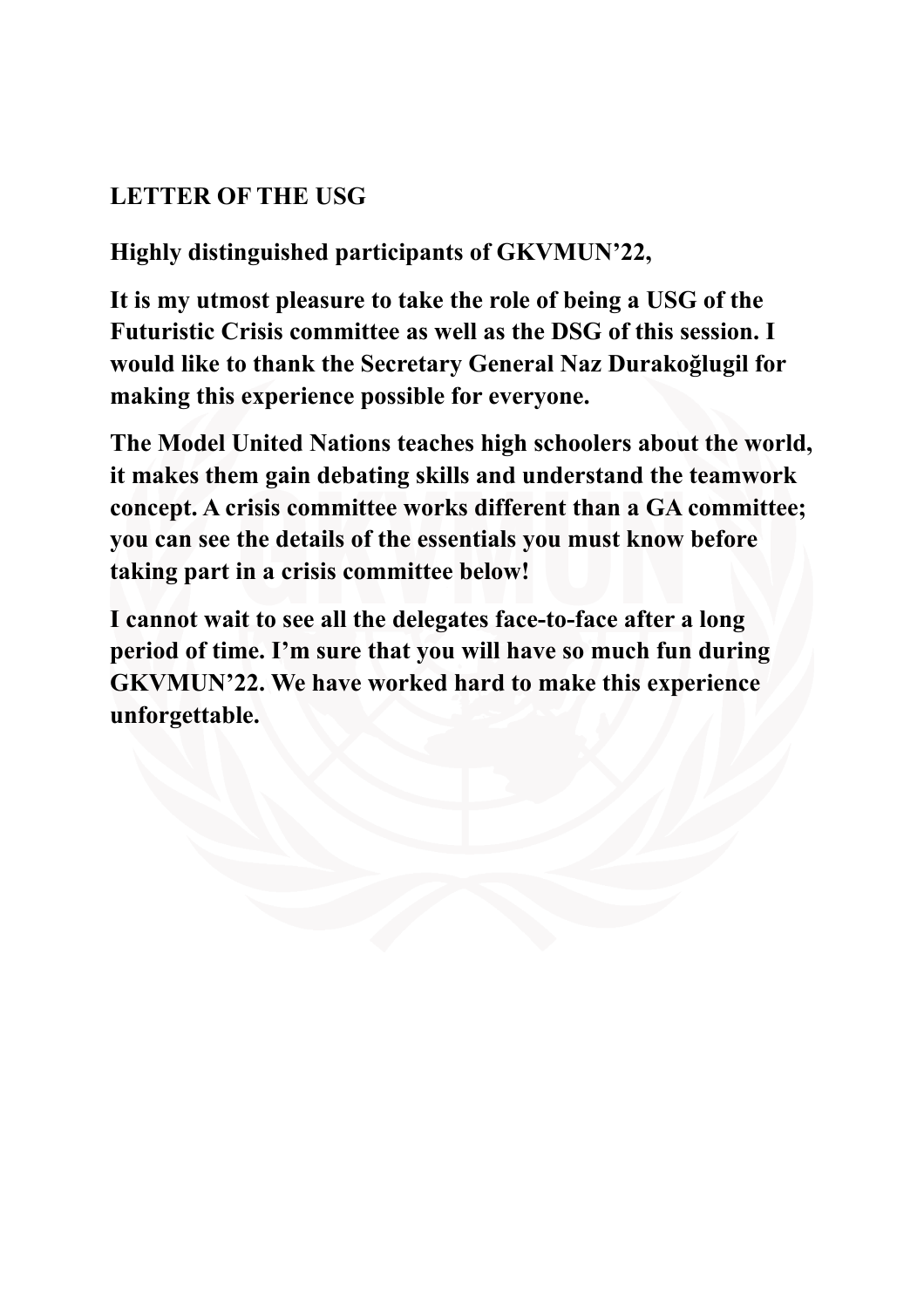## LETTER OF THE USG

**Highly distinguished participants of GKVMUN'22,**

**It is my utmost pleasure to take the role of being a USG of the Futuristic Crisis committee as well as the DSG of this session. I would like to thank the Secretary General Naz Durakoğlugil for making this experience possible for everyone.**

**The Model United Nations teaches high schoolers about the world, it makes them gain debating skills and understand the teamwork concept. A crisis committee works different than a GA committee; you can see the details of the essentials you must know before taking part in a crisis committee below!**

**I cannot wait to see all the delegates face-to-face after a long period of time. I'm sure that you will have so much fun during GKVMUN'22. We have worked hard to make this experience unforgettable.**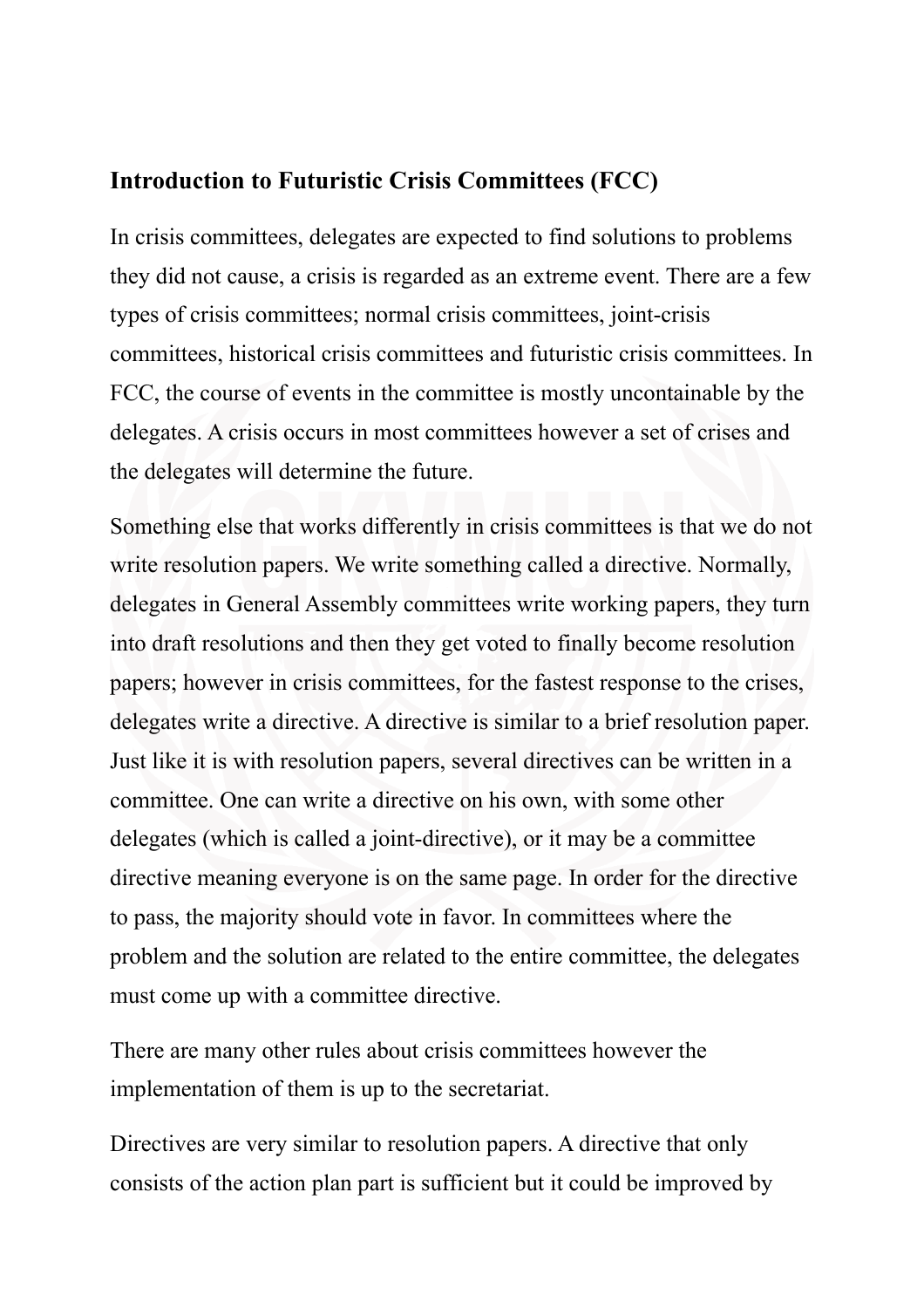### Introduction to Futuristic Crisis Committees (FCC)

In crisis committees, delegates are expected to find solutions to problems they did not cause, a crisis is regarded as an extreme event. There are a few types of crisis committees; normal crisis committees, joint-crisis committees, historical crisis committees and futuristic crisis committees. In FCC, the course of events in the committee is mostly uncontainable by the delegates. A crisis occurs in most committees however a set of crises and the delegates will determine the future.

Something else that works differently in crisis committees is that we do not write resolution papers. We write something called a directive. Normally, delegates in General Assembly committees write working papers, they turn into draft resolutions and then they get voted to finally become resolution papers; however in crisis committees, for the fastest response to the crises, delegates write a directive. A directive is similar to a brief resolution paper. Just like it is with resolution papers, several directives can be written in a committee. One can write a directive on his own, with some other delegates (which is called a joint-directive), or it may be a committee directive meaning everyone is on the same page. In order for the directive to pass, the majority should vote in favor. In committees where the problem and the solution are related to the entire committee, the delegates must come up with a committee directive.

There are many other rules about crisis committees however the implementation of them is up to the secretariat.

Directives are very similar to resolution papers. A directive that only consists of the action plan part is sufficient but it could be improved by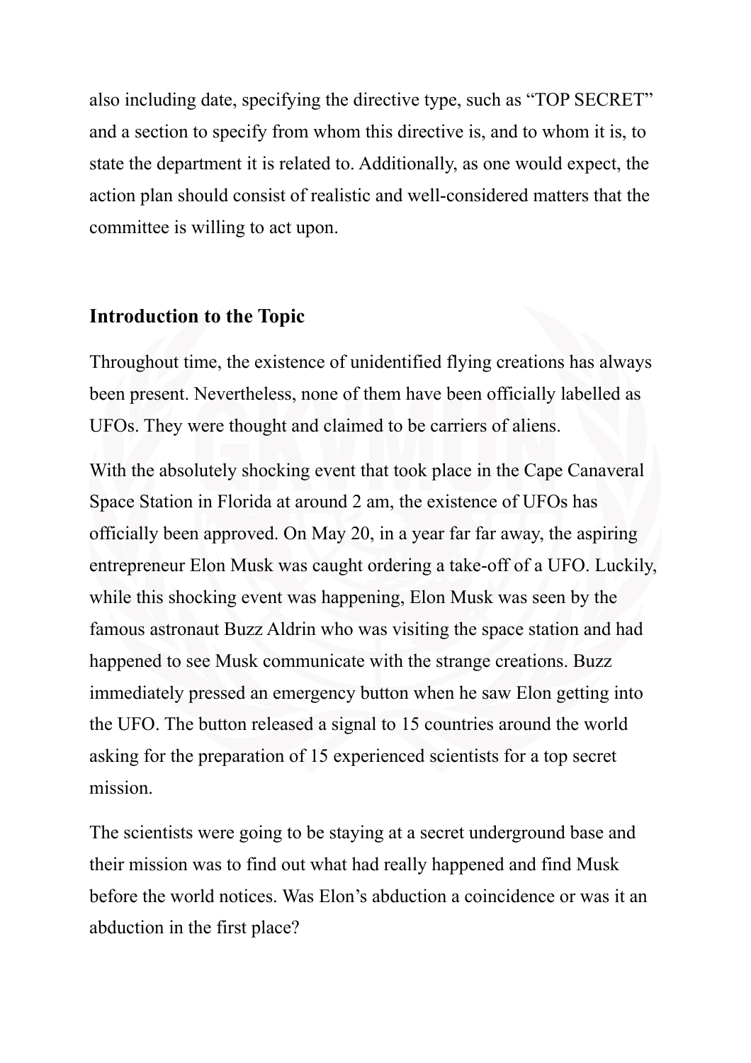also including date, specifying the directive type, such as "TOP SECRET" and a section to specify from whom this directive is, and to whom it is, to state the department it is related to. Additionally, as one would expect, the action plan should consist of realistic and well-considered matters that the committee is willing to act upon.

## Introduction to the Topic

Throughout time, the existence of unidentified flying creations has always been present. Nevertheless, none of them have been officially labelled as UFOs. They were thought and claimed to be carriers of aliens.

With the absolutely shocking event that took place in the Cape Canaveral Space Station in Florida at around 2 am, the existence of UFOs has officially been approved. On May 20, in a year far far away, the aspiring entrepreneur Elon Musk was caught ordering a take-off of a UFO. Luckily, while this shocking event was happening, Elon Musk was seen by the famous astronaut Buzz Aldrin who was visiting the space station and had happened to see Musk communicate with the strange creations. Buzz immediately pressed an emergency button when he saw Elon getting into the UFO. The button released a signal to 15 countries around the world asking for the preparation of 15 experienced scientists for a top secret mission.

The scientists were going to be staying at a secret underground base and their mission was to find out what had really happened and find Musk before the world notices. Was Elon's abduction a coincidence or was it an abduction in the first place?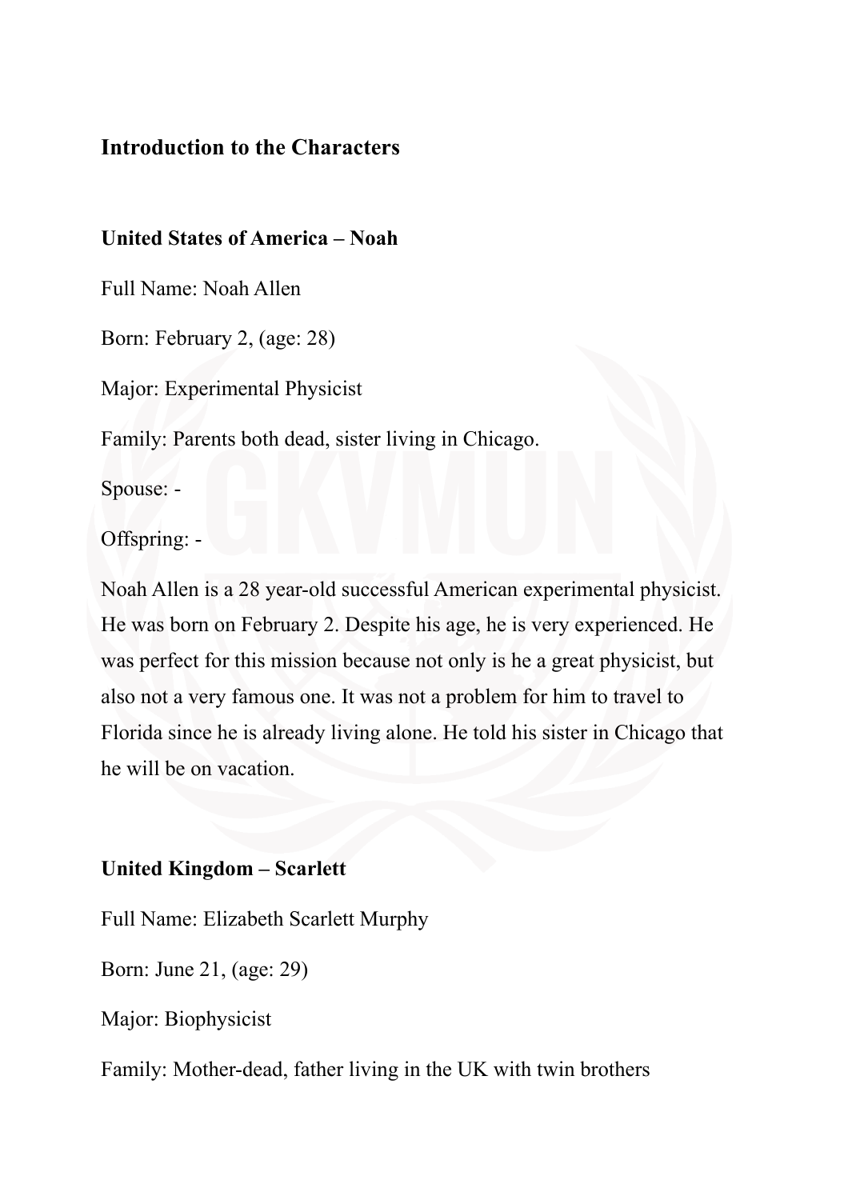## Introduction to the Characters

### United States of America – Noah

Full Name: Noah Allen

Born: February 2, (age: 28)

Major: Experimental Physicist

Family: Parents both dead, sister living in Chicago.

Spouse: -

Offspring: -

Noah Allen is a 28 year-old successful American experimental physicist. He was born on February 2. Despite his age, he is very experienced. He was perfect for this mission because not only is he a great physicist, but also not a very famous one. It was not a problem for him to travel to Florida since he is already living alone. He told his sister in Chicago that he will be on vacation.

### United Kingdom – Scarlett

Full Name: Elizabeth Scarlett Murphy

Born: June 21, (age: 29)

Major: Biophysicist

Family: Mother-dead, father living in the UK with twin brothers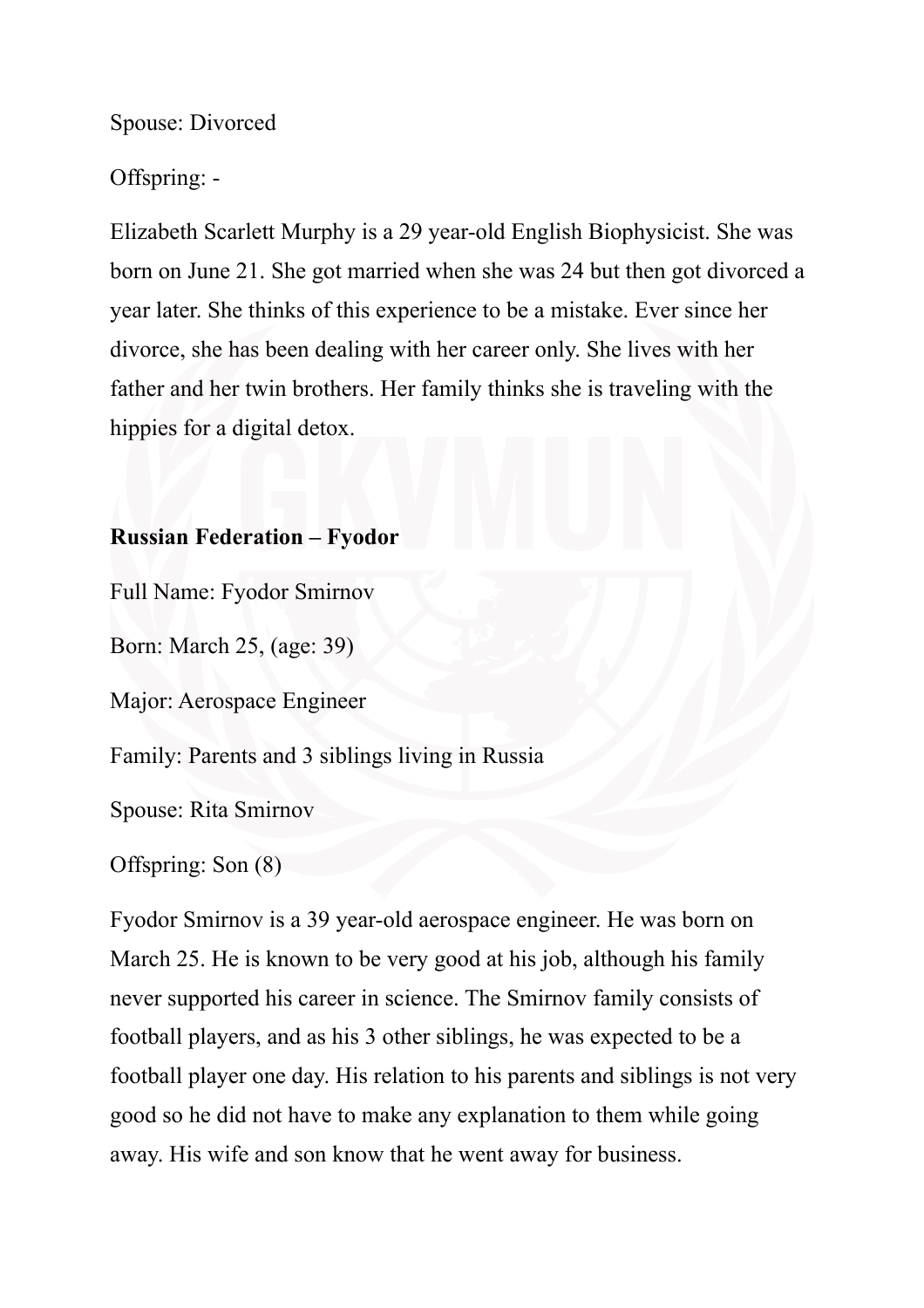Spouse: Divorced

Offspring: -

Elizabeth Scarlett Murphy is a 29 year-old English Biophysicist. She was born on June 21. She got married when she was 24 but then got divorced a year later. She thinks of this experience to be a mistake. Ever since her divorce, she has been dealing with her career only. She lives with her father and her twin brothers. Her family thinks she is traveling with the hippies for a digital detox.

**Russian Federation – Fyodor**

Full Name: Fyodor Smirnov

Born: March 25, (age: 39)

Major: Aerospace Engineer

Family: Parents and 3 siblings living in Russia

Spouse: Rita Smirnov

Offspring: Son (8)

Fyodor Smirnov is a 39 year-old aerospace engineer. He was born on March 25. He is known to be very good at his job, although his family never supported his career in science. The Smirnov family consists of football players, and as his 3 other siblings, he was expected to be a football player one day. His relation to his parents and siblings is not very good so he did not have to make any explanation to them while going away. His wife and son know that he went away for business.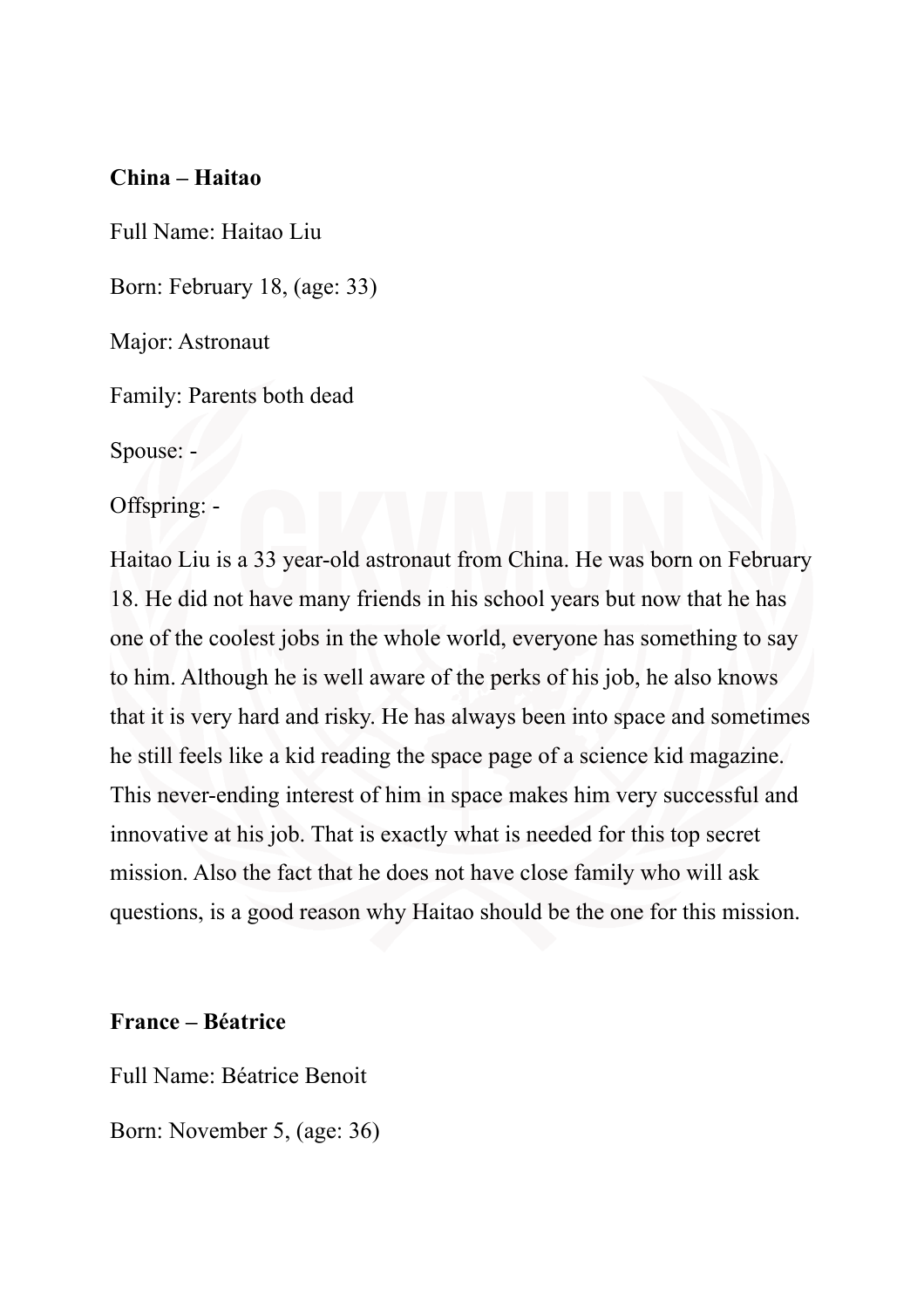**China – Haitao**

Full Name: Haitao Liu

Born: February 18, (age: 33)

Major: Astronaut

Family: Parents both dead

Spouse: -

Offspring: -

Haitao Liu is a 33 year-old astronaut from China. He was born on February 18. He did not have many friends in his school years but now that he has one of the coolest jobs in the whole world, everyone has something to say to him. Although he is well aware of the perks of his job, he also knows that it is very hard and risky. He has always been into space and sometimes he still feels like a kid reading the space page of a science kid magazine. This never-ending interest of him in space makes him very successful and innovative at his job. That is exactly what is needed for this top secret mission. Also the fact that he does not have close family who will ask questions, is a good reason why Haitao should be the one for this mission.

**France – Béatrice**

Full Name: Béatrice Benoit

Born: November 5, (age: 36)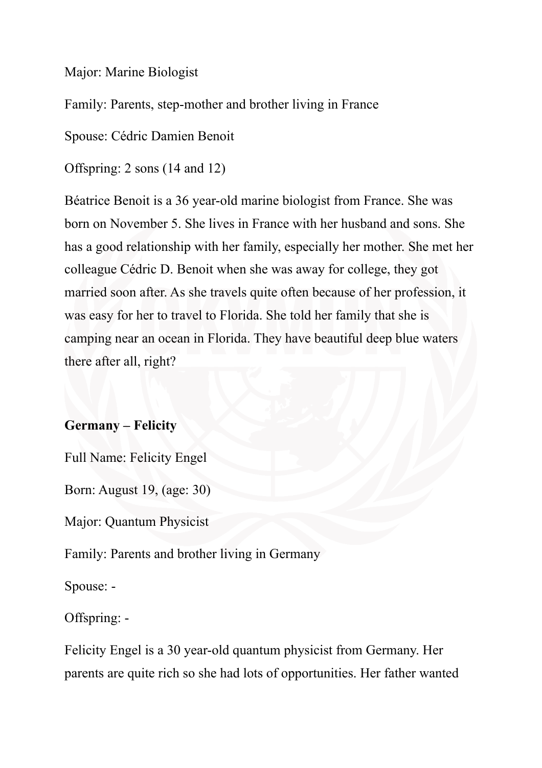Major: Marine Biologist

Family: Parents, step-mother and brother living in France

Spouse: Cédric Damien Benoit

Offspring: 2 sons (14 and 12)

Béatrice Benoit is a 36 year-old marine biologist from France. She was born on November 5. She lives in France with her husband and sons. She has a good relationship with her family, especially her mother. She met her colleague Cédric D. Benoit when she was away for college, they got married soon after. As she travels quite often because of her profession, it was easy for her to travel to Florida. She told her family that she is camping near an ocean in Florida. They have beautiful deep blue waters there after all, right?

**Germany – Felicity**

Full Name: Felicity Engel

Born: August 19, (age: 30)

Major: Quantum Physicist

Family: Parents and brother living in Germany

Spouse: -

Offspring: -

Felicity Engel is a 30 year-old quantum physicist from Germany. Her parents are quite rich so she had lots of opportunities. Her father wanted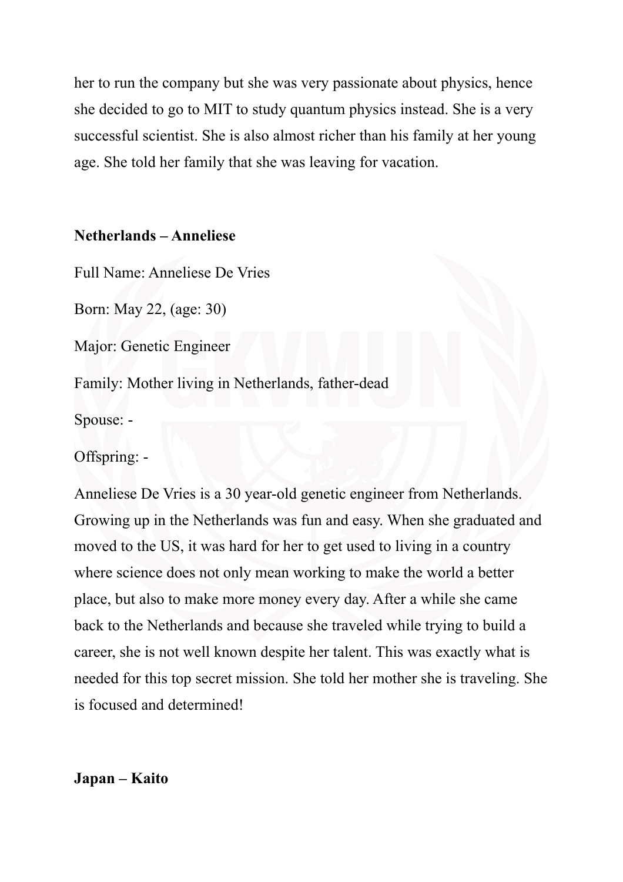her to run the company but she was very passionate about physics, hence she decided to go to MIT to study quantum physics instead. She is a very successful scientist. She is also almost richer than his family at her young age. She told her family that she was leaving for vacation.

**Netherlands – Anneliese**

Full Name: Anneliese De Vries

Born: May 22, (age: 30)

Major: Genetic Engineer

Family: Mother living in Netherlands, father-dead

Spouse: -

Offspring: -

Anneliese De Vries is a 30 year-old genetic engineer from Netherlands. Growing up in the Netherlands was fun and easy. When she graduated and moved to the US, it was hard for her to get used to living in a country where science does not only mean working to make the world a better place, but also to make more money every day. After a while she came back to the Netherlands and because she traveled while trying to build a career, she is not well known despite her talent. This was exactly what is needed for this top secret mission. She told her mother she is traveling. She is focused and determined!

**Japan – Kaito**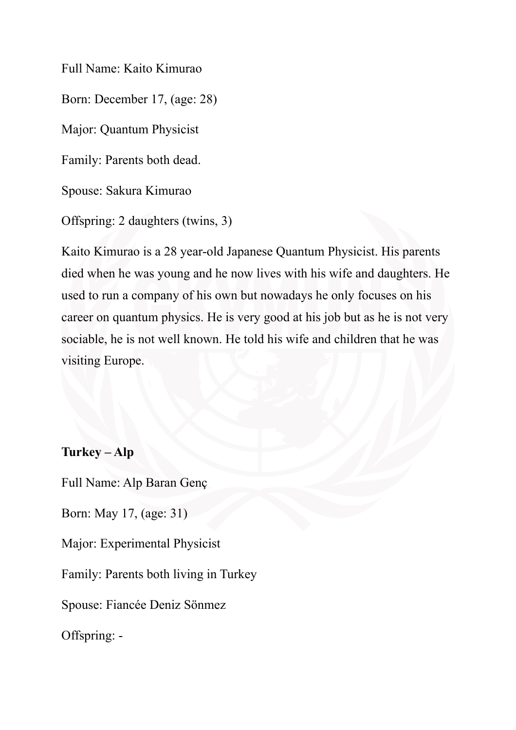Full Name: Kaito Kimurao

Born: December 17, (age: 28)

Major: Quantum Physicist

Family: Parents both dead.

Spouse: Sakura Kimurao

Offspring: 2 daughters (twins, 3)

Kaito Kimurao is a 28 year-old Japanese Quantum Physicist. His parents died when he was young and he now lives with his wife and daughters. He used to run a company of his own but nowadays he only focuses on his career on quantum physics. He is very good at his job but as he is not very sociable, he is not well known. He told his wife and children that he was visiting Europe.

**Turkey – Alp**

Full Name: Alp Baran Genç

Born: May 17, (age: 31)

Major: Experimental Physicist

Family: Parents both living in Turkey

Spouse: Fiancée Deniz Sönmez

Offspring: -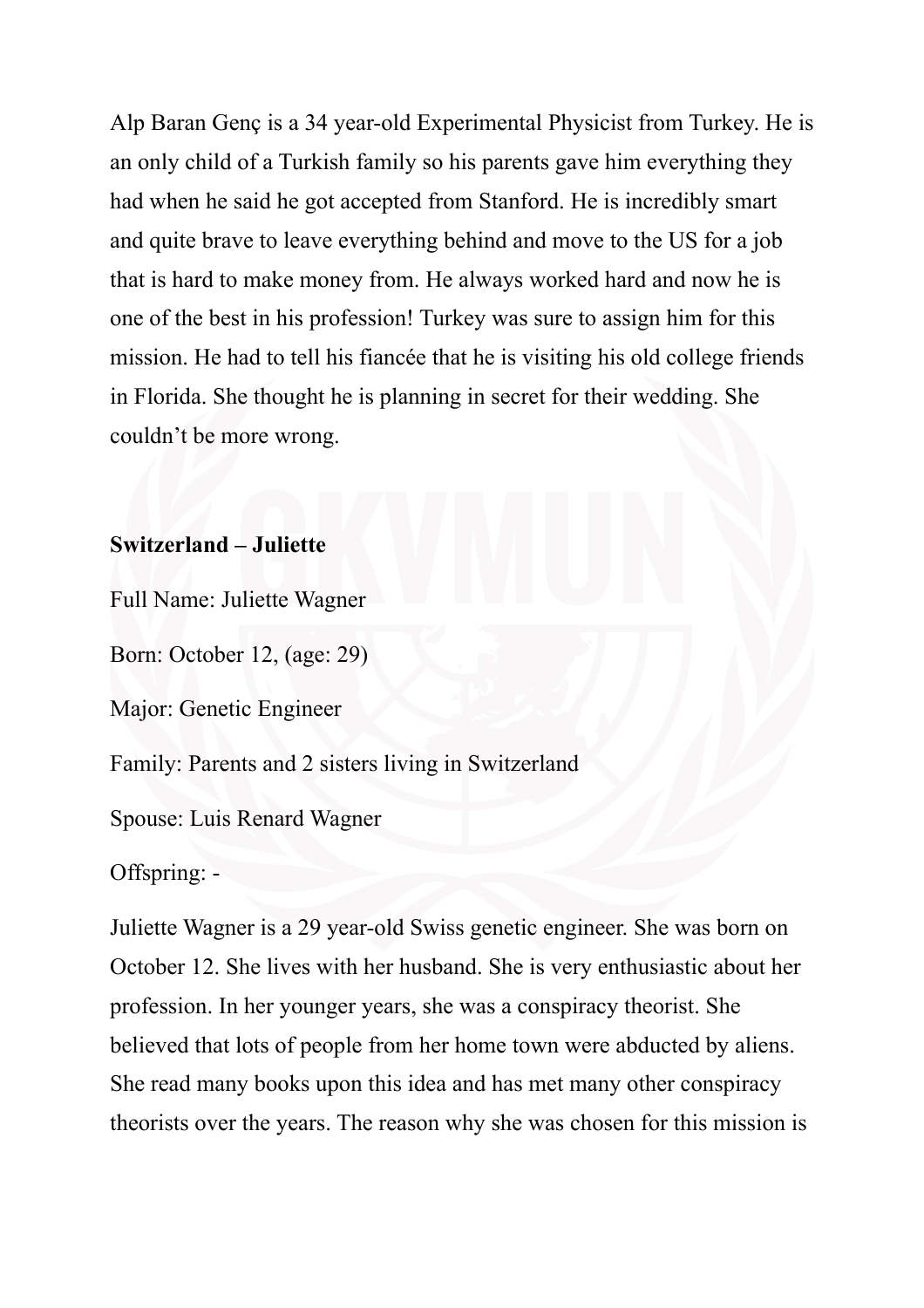Alp Baran Genç is a 34 year-old Experimental Physicist from Turkey. He is an only child of a Turkish family so his parents gave him everything they had when he said he got accepted from Stanford. He is incredibly smart and quite brave to leave everything behind and move to the US for a job that is hard to make money from. He always worked hard and now he is one of the best in his profession! Turkey was sure to assign him for this mission. He had to tell his fiancée that he is visiting his old college friends in Florida. She thought he is planning in secret for their wedding. She couldn't be more wrong.

**Switzerland – Juliette**

Full Name: Juliette Wagner

Born: October 12, (age: 29)

Major: Genetic Engineer

Family: Parents and 2 sisters living in Switzerland

Spouse: Luis Renard Wagner

Offspring: -

Juliette Wagner is a 29 year-old Swiss genetic engineer. She was born on October 12. She lives with her husband. She is very enthusiastic about her profession. In her younger years, she was a conspiracy theorist. She believed that lots of people from her home town were abducted by aliens. She read many books upon this idea and has met many other conspiracy theorists over the years. The reason why she was chosen for this mission is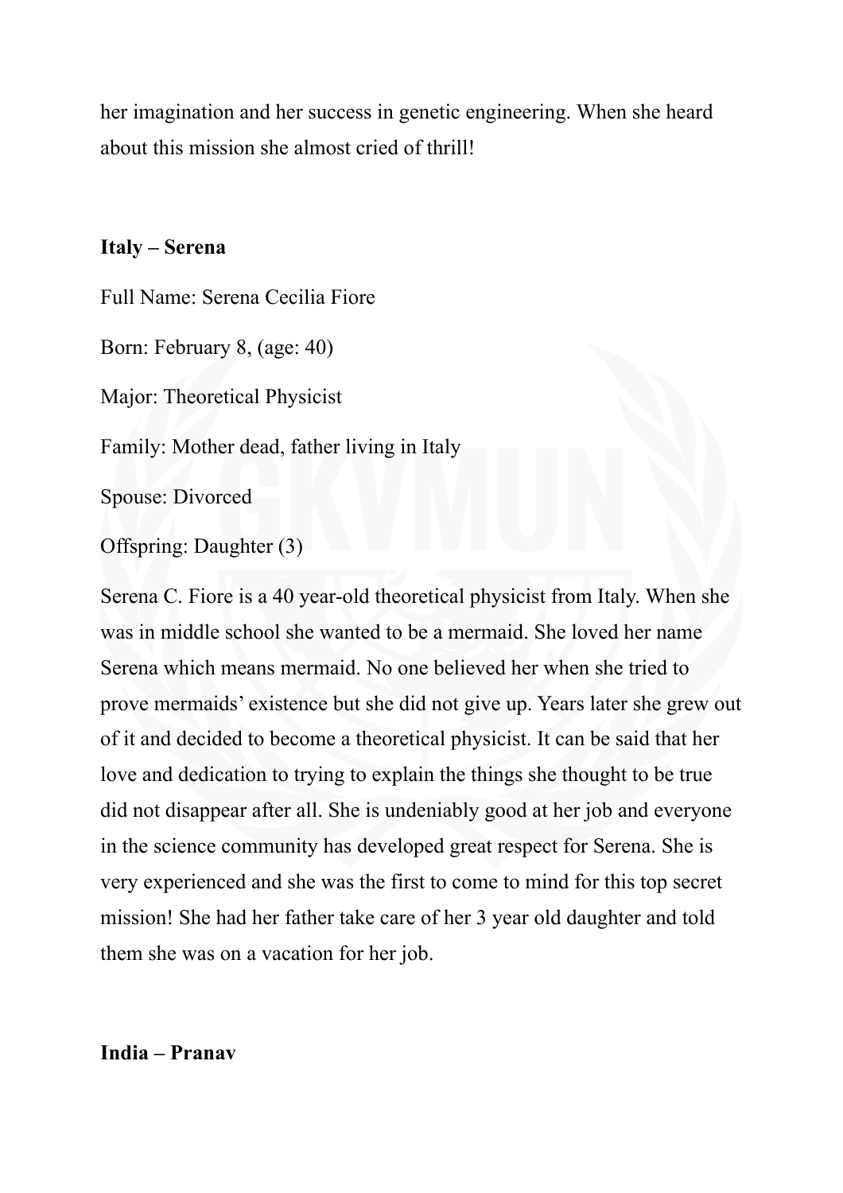her imagination and her success in genetic engineering. When she heard about this mission she almost cried of thrill!

**Italy – Serena**

Full Name: Serena Cecilia Fiore

Born: February 8, (age: 40)

Major: Theoretical Physicist

Family: Mother dead, father living in Italy

Spouse: Divorced

Offspring: Daughter (3)

Serena C. Fiore is a 40 year-old theoretical physicist from Italy. When she was in middle school she wanted to be a mermaid. She loved her name Serena which means mermaid. No one believed her when she tried to prove mermaids' existence but she did not give up. Years later she grew out of it and decided to become a theoretical physicist. It can be said that her love and dedication to trying to explain the things she thought to be true did not disappear after all. She is undeniably good at her job and everyone in the science community has developed great respect for Serena. She is very experienced and she was the first to come to mind for this top secret mission! She had her father take care of her 3 year old daughter and told them she was on a vacation for her job.

**India – Pranav**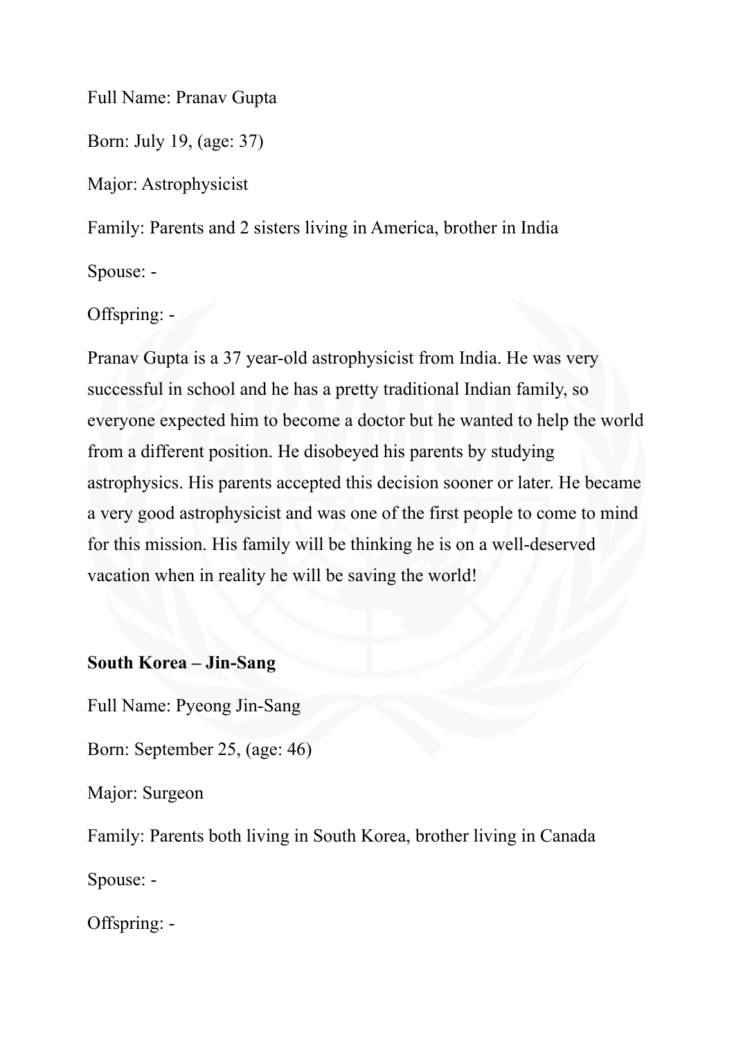Full Name: Pranav Gupta

Born: July 19, (age: 37)

Major: Astrophysicist

Family: Parents and 2 sisters living in America, brother in India

Spouse: -

Offspring: -

Pranav Gupta is a 37 year-old astrophysicist from India. He was very successful in school and he has a pretty traditional Indian family, so everyone expected him to become a doctor but he wanted to help the world from a different position. He disobeyed his parents by studying astrophysics. His parents accepted this decision sooner or later. He became a very good astrophysicist and was one of the first people to come to mind for this mission. His family will be thinking he is on a well-deserved vacation when in reality he will be saving the world!

**South Korea – Jin-Sang**

Full Name: Pyeong Jin-Sang

Born: September 25, (age: 46)

Major: Surgeon

Family: Parents both living in South Korea, brother living in Canada

Spouse: -

Offspring: -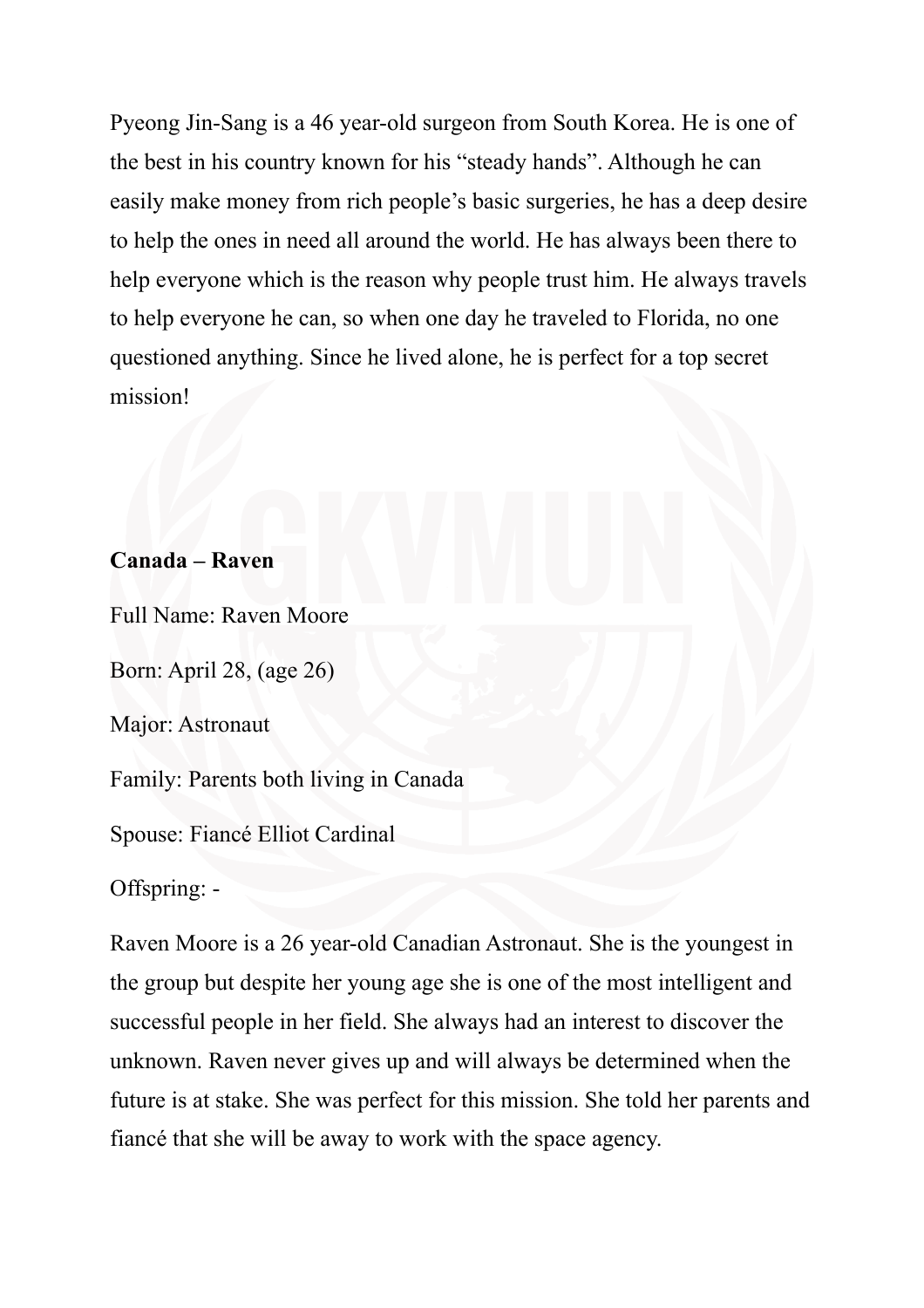Pyeong Jin-Sang is a 46 year-old surgeon from South Korea. He is one of the best in his country known for his “steady hands”. Although he can easily make money from rich people’s basic surgeries, he has a deep desire to help the ones in need all around the world. He has always been there to help everyone which is the reason why people trust him. He always travels to help everyone he can, so when one day he traveled to Florida, no one questioned anything. Since he lived alone, he is perfect for a top secret mission!

**Canada – Raven**

Full Name: Raven Moore

Born: April 28, (age 26)

Major: Astronaut

Family: Parents both living in Canada

Spouse: Fiancé Elliot Cardinal

Offspring: -

Raven Moore is a 26 year-old Canadian Astronaut. She is the youngest in the group but despite her young age she is one of the most intelligent and successful people in her field. She always had an interest to discover the unknown. Raven never gives up and will always be determined when the future is at stake. She was perfect for this mission. She told her parents and fiancé that she will be away to work with the space agency.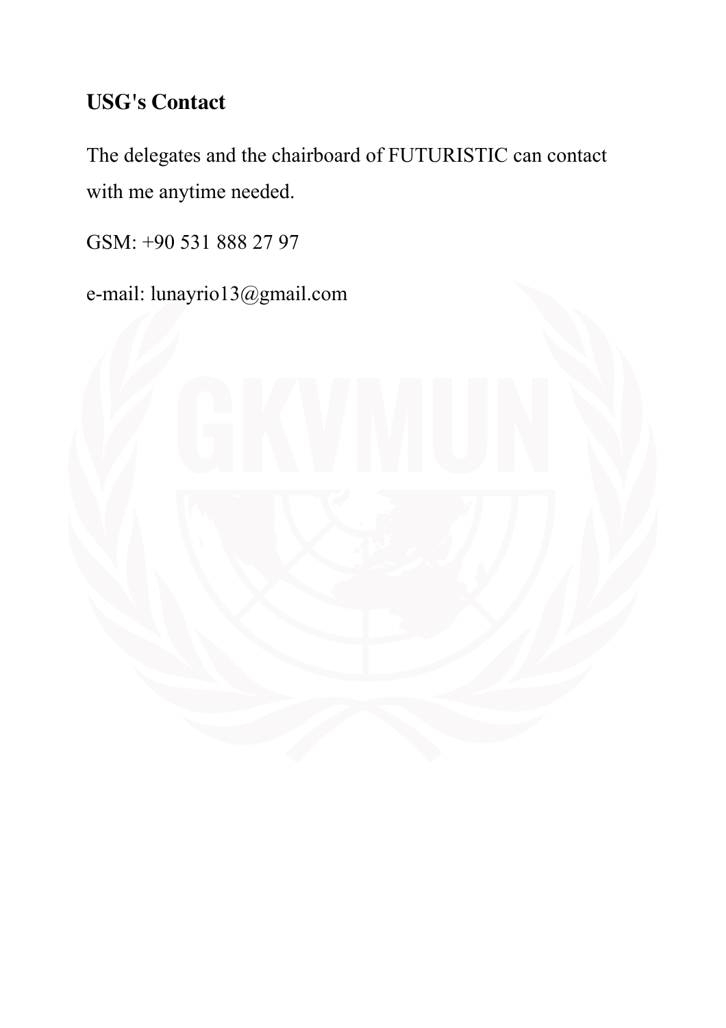## USG's Contact

The delegates and the chairboard of FUTURISTIC can contact with me anytime needed.

GSM: +90 531 888 27 97

e-mail: lunayrio13@gmail.com